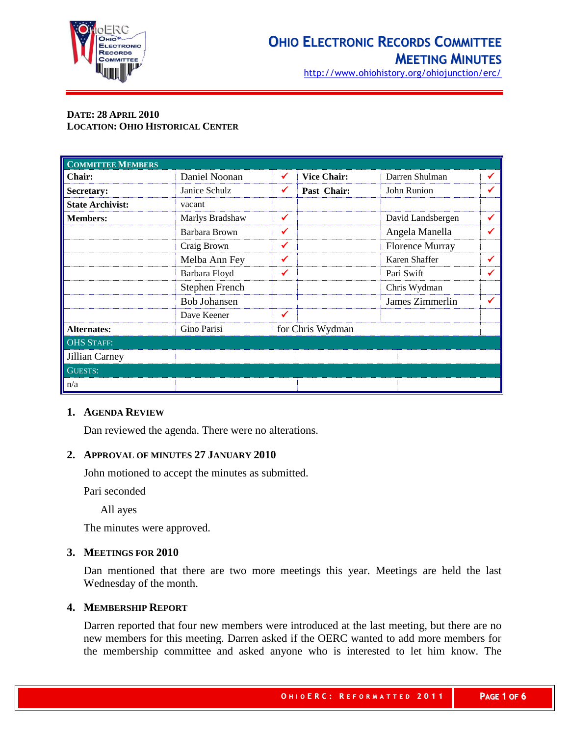# OHIO ELECTRONIC RECORDS COMMITTEE
## MEETING MINUTES

http://www.ohiohistory.org/ohiojunction/erc/

**DATE: 28 APRIL 2010**
**LOCATION: OHIO HISTORICAL CENTER**

| COMMITTEE MEMBERS | | | | | |
|---|---|---|---|---|---|
| **Chair:** | Daniel Noonan | ✔ | **Vice Chair:** | Darren Shulman | ✔ |
| **Secretary:** | Janice Schulz | ✔ | **Past Chair:** | John Runion | ✔ |
| **State Archivist:** | vacant | | | | |
| **Members:** | Marlys Bradshaw | ✔ | | David Landsbergen | ✔ |
| | Barbara Brown | ✔ | | Angela Manella | ✔ |
| | Craig Brown | ✔ | | Florence Murray | |
| | Melba Ann Fey | ✔ | | Karen Shaffer | ✔ |
| | Barbara Floyd | ✔ | | Pari Swift | ✔ |
| | Stephen French | | | Chris Wydman | |
| | Bob Johansen | | | James Zimmerlin | ✔ |
| | Dave Keener | ✔ | | | |
| **Alternates:** | Gino Parisi | for Chris Wydman | | | |
| OHS STAFF: | | | | | |
| Jillian Carney | | | | | |
| GUESTS: | | | | | |
| n/a | | | | | |

1. **AGENDA REVIEW**

   Dan reviewed the agenda. There were no alterations.

2. **APPROVAL OF MINUTES 27 JANUARY 2010**

   John motioned to accept the minutes as submitted.

   Pari seconded

   All ayes

   The minutes were approved.

3. **MEETINGS FOR 2010**

   Dan mentioned that there are two more meetings this year. Meetings are held the last Wednesday of the month.

4. **MEMBERSHIP REPORT**

   Darren reported that four new members were introduced at the last meeting, but there are no new members for this meeting. Darren asked if the OERC wanted to add more members for the membership committee and asked anyone who is interested to let him know. The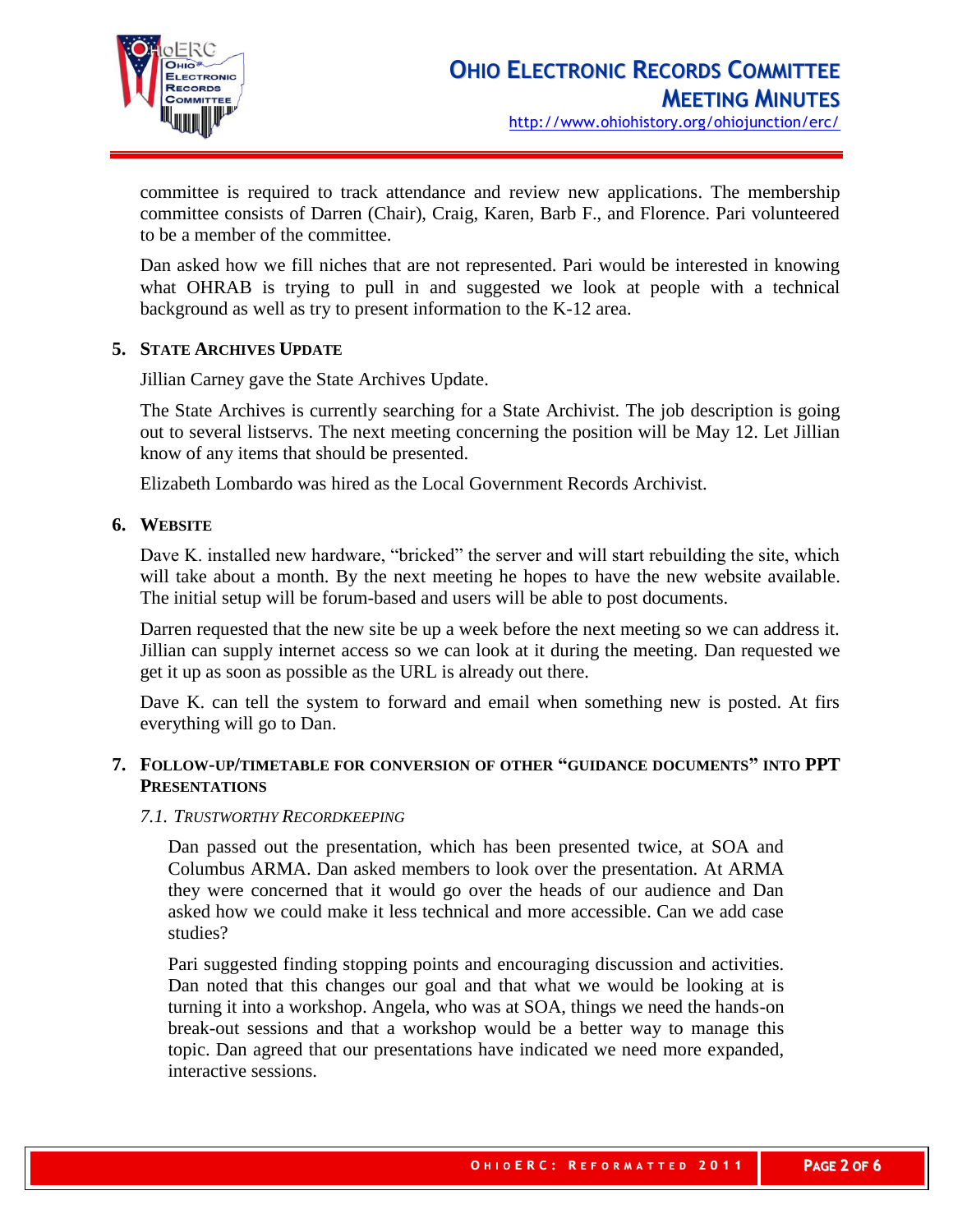committee is required to track attendance and review new applications. The membership committee consists of Darren (Chair), Craig, Karen, Barb F., and Florence. Pari volunteered to be a member of the committee.

Dan asked how we fill niches that are not represented. Pari would be interested in knowing what OHRAB is trying to pull in and suggested we look at people with a technical background as well as try to present information to the K-12 area.

## 5. State Archives Update

Jillian Carney gave the State Archives Update.

The State Archives is currently searching for a State Archivist. The job description is going out to several listservs. The next meeting concerning the position will be May 12. Let Jillian know of any items that should be presented.

Elizabeth Lombardo was hired as the Local Government Records Archivist.

## 6. Website

Dave K. installed new hardware, "bricked" the server and will start rebuilding the site, which will take about a month. By the next meeting he hopes to have the new website available. The initial setup will be forum-based and users will be able to post documents.

Darren requested that the new site be up a week before the next meeting so we can address it. Jillian can supply internet access so we can look at it during the meeting. Dan requested we get it up as soon as possible as the URL is already out there.

Dave K. can tell the system to forward and email when something new is posted. At firs everything will go to Dan.

## 7. Follow-up/timetable for conversion of other "guidance documents" into PPT Presentations

### *7.1. Trustworthy Recordkeeping*

Dan passed out the presentation, which has been presented twice, at SOA and Columbus ARMA. Dan asked members to look over the presentation. At ARMA they were concerned that it would go over the heads of our audience and Dan asked how we could make it less technical and more accessible. Can we add case studies?

Pari suggested finding stopping points and encouraging discussion and activities. Dan noted that this changes our goal and that what we would be looking at is turning it into a workshop. Angela, who was at SOA, things we need the hands-on break-out sessions and that a workshop would be a better way to manage this topic. Dan agreed that our presentations have indicated we need more expanded, interactive sessions.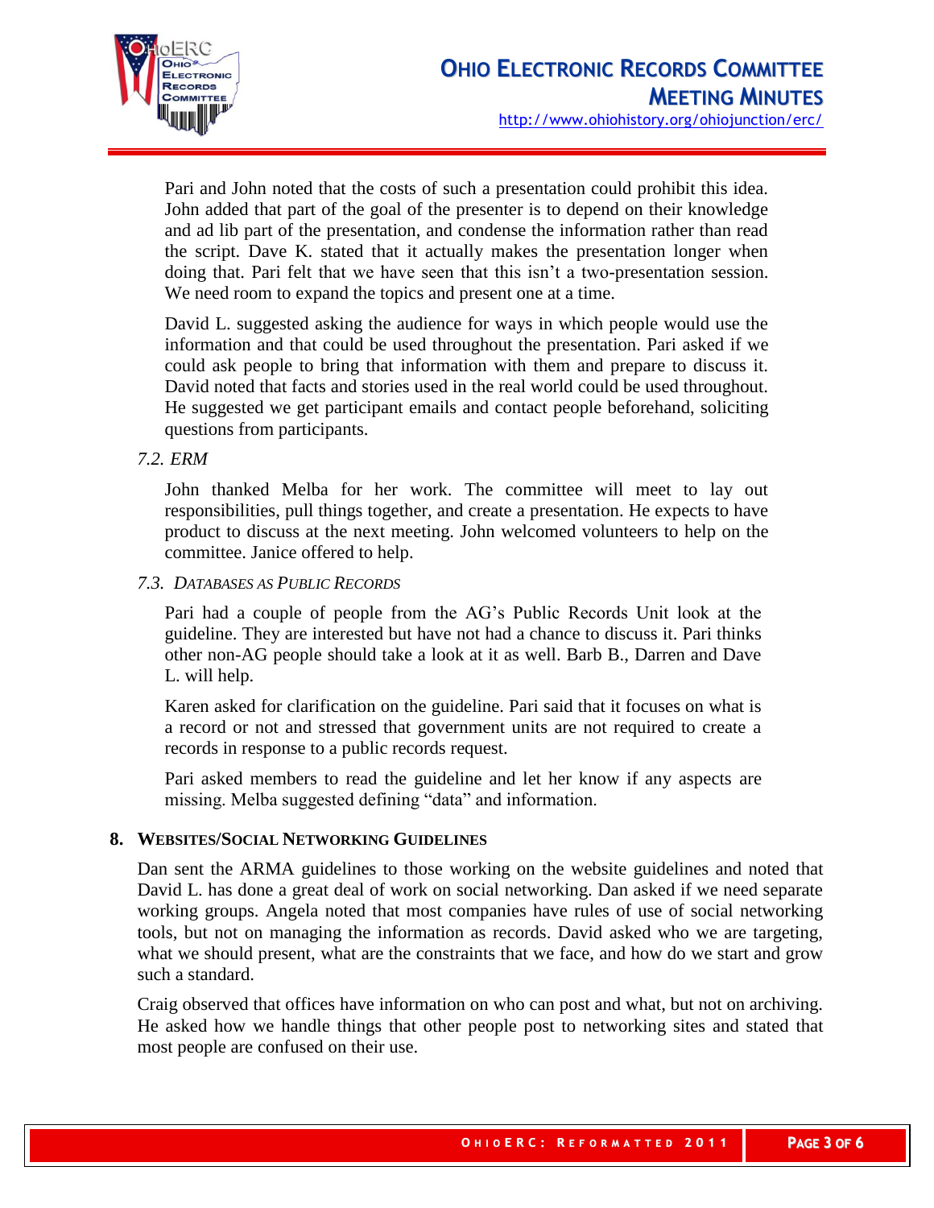Pari and John noted that the costs of such a presentation could prohibit this idea. John added that part of the goal of the presenter is to depend on their knowledge and ad lib part of the presentation, and condense the information rather than read the script. Dave K. stated that it actually makes the presentation longer when doing that. Pari felt that we have seen that this isn't a two-presentation session. We need room to expand the topics and present one at a time.

David L. suggested asking the audience for ways in which people would use the information and that could be used throughout the presentation. Pari asked if we could ask people to bring that information with them and prepare to discuss it. David noted that facts and stories used in the real world could be used throughout. He suggested we get participant emails and contact people beforehand, soliciting questions from participants.

*7.2. ERM*

John thanked Melba for her work. The committee will meet to lay out responsibilities, pull things together, and create a presentation. He expects to have product to discuss at the next meeting. John welcomed volunteers to help on the committee. Janice offered to help.

*7.3. Databases as Public Records*

Pari had a couple of people from the AG's Public Records Unit look at the guideline. They are interested but have not had a chance to discuss it. Pari thinks other non-AG people should take a look at it as well. Barb B., Darren and Dave L. will help.

Karen asked for clarification on the guideline. Pari said that it focuses on what is a record or not and stressed that government units are not required to create a records in response to a public records request.

Pari asked members to read the guideline and let her know if any aspects are missing. Melba suggested defining "data" and information.

**8. Websites/Social Networking Guidelines**

Dan sent the ARMA guidelines to those working on the website guidelines and noted that David L. has done a great deal of work on social networking. Dan asked if we need separate working groups. Angela noted that most companies have rules of use of social networking tools, but not on managing the information as records. David asked who we are targeting, what we should present, what are the constraints that we face, and how do we start and grow such a standard.

Craig observed that offices have information on who can post and what, but not on archiving. He asked how we handle things that other people post to networking sites and stated that most people are confused on their use.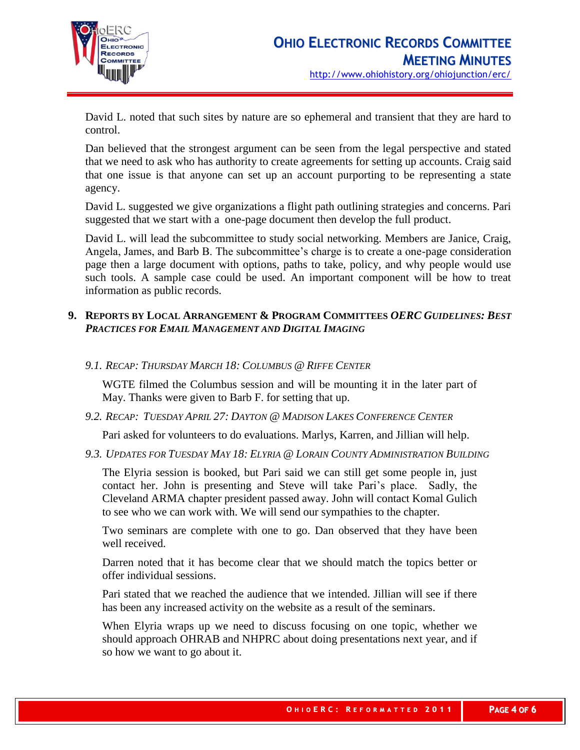David L. noted that such sites by nature are so ephemeral and transient that they are hard to control.

Dan believed that the strongest argument can be seen from the legal perspective and stated that we need to ask who has authority to create agreements for setting up accounts. Craig said that one issue is that anyone can set up an account purporting to be representing a state agency.

David L. suggested we give organizations a flight path outlining strategies and concerns. Pari suggested that we start with a one-page document then develop the full product.

David L. will lead the subcommittee to study social networking. Members are Janice, Craig, Angela, James, and Barb B. The subcommittee's charge is to create a one-page consideration page then a large document with options, paths to take, policy, and why people would use such tools. A sample case could be used. An important component will be how to treat information as public records.

## 9. Reports by Local Arrangement & Program Committees *OERC Guidelines: Best Practices for Email Management and Digital Imaging*

### *9.1. Recap: Thursday March 18: Columbus @ Riffe Center*

WGTE filmed the Columbus session and will be mounting it in the later part of May. Thanks were given to Barb F. for setting that up.

### *9.2. Recap: Tuesday April 27: Dayton @ Madison Lakes Conference Center*

Pari asked for volunteers to do evaluations. Marlys, Karren, and Jillian will help.

### *9.3. Updates for Tuesday May 18: Elyria @ Lorain County Administration Building*

The Elyria session is booked, but Pari said we can still get some people in, just contact her. John is presenting and Steve will take Pari's place. Sadly, the Cleveland ARMA chapter president passed away. John will contact Komal Gulich to see who we can work with. We will send our sympathies to the chapter.

Two seminars are complete with one to go. Dan observed that they have been well received.

Darren noted that it has become clear that we should match the topics better or offer individual sessions.

Pari stated that we reached the audience that we intended. Jillian will see if there has been any increased activity on the website as a result of the seminars.

When Elyria wraps up we need to discuss focusing on one topic, whether we should approach OHRAB and NHPRC about doing presentations next year, and if so how we want to go about it.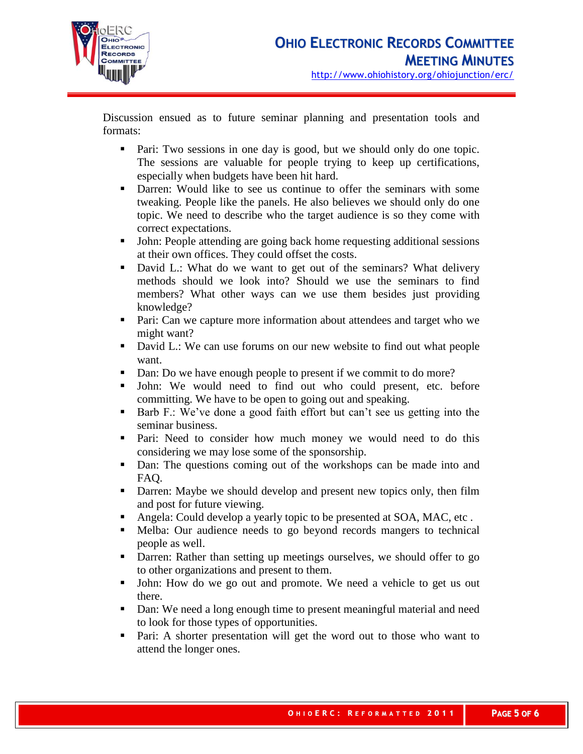Discussion ensued as to future seminar planning and presentation tools and formats:

- Pari: Two sessions in one day is good, but we should only do one topic. The sessions are valuable for people trying to keep up certifications, especially when budgets have been hit hard.
- Darren: Would like to see us continue to offer the seminars with some tweaking. People like the panels. He also believes we should only do one topic. We need to describe who the target audience is so they come with correct expectations.
- John: People attending are going back home requesting additional sessions at their own offices. They could offset the costs.
- David L.: What do we want to get out of the seminars? What delivery methods should we look into? Should we use the seminars to find members? What other ways can we use them besides just providing knowledge?
- Pari: Can we capture more information about attendees and target who we might want?
- David L.: We can use forums on our new website to find out what people want.
- Dan: Do we have enough people to present if we commit to do more?
- John: We would need to find out who could present, etc. before committing. We have to be open to going out and speaking.
- Barb F.: We've done a good faith effort but can't see us getting into the seminar business.
- Pari: Need to consider how much money we would need to do this considering we may lose some of the sponsorship.
- Dan: The questions coming out of the workshops can be made into and FAQ.
- Darren: Maybe we should develop and present new topics only, then film and post for future viewing.
- Angela: Could develop a yearly topic to be presented at SOA, MAC, etc .
- Melba: Our audience needs to go beyond records mangers to technical people as well.
- Darren: Rather than setting up meetings ourselves, we should offer to go to other organizations and present to them.
- John: How do we go out and promote. We need a vehicle to get us out there.
- Dan: We need a long enough time to present meaningful material and need to look for those types of opportunities.
- Pari: A shorter presentation will get the word out to those who want to attend the longer ones.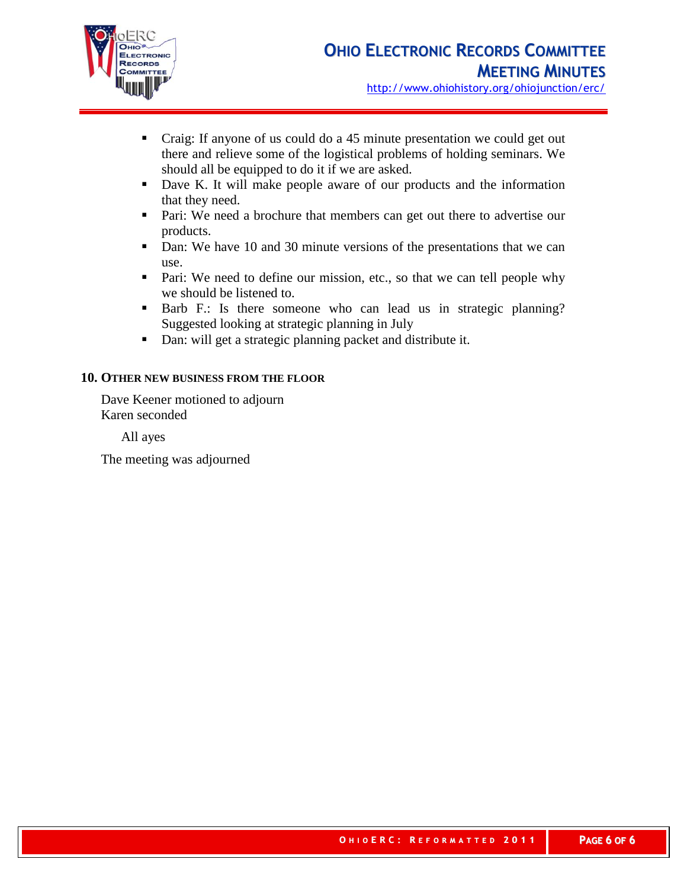- Craig: If anyone of us could do a 45 minute presentation we could get out there and relieve some of the logistical problems of holding seminars. We should all be equipped to do it if we are asked.
- Dave K. It will make people aware of our products and the information that they need.
- Pari: We need a brochure that members can get out there to advertise our products.
- Dan: We have 10 and 30 minute versions of the presentations that we can use.
- Pari: We need to define our mission, etc., so that we can tell people why we should be listened to.
- Barb F.: Is there someone who can lead us in strategic planning? Suggested looking at strategic planning in July
- Dan: will get a strategic planning packet and distribute it.

## 10. Other New Business From The Floor

Dave Keener motioned to adjourn
Karen seconded

All ayes

The meeting was adjourned